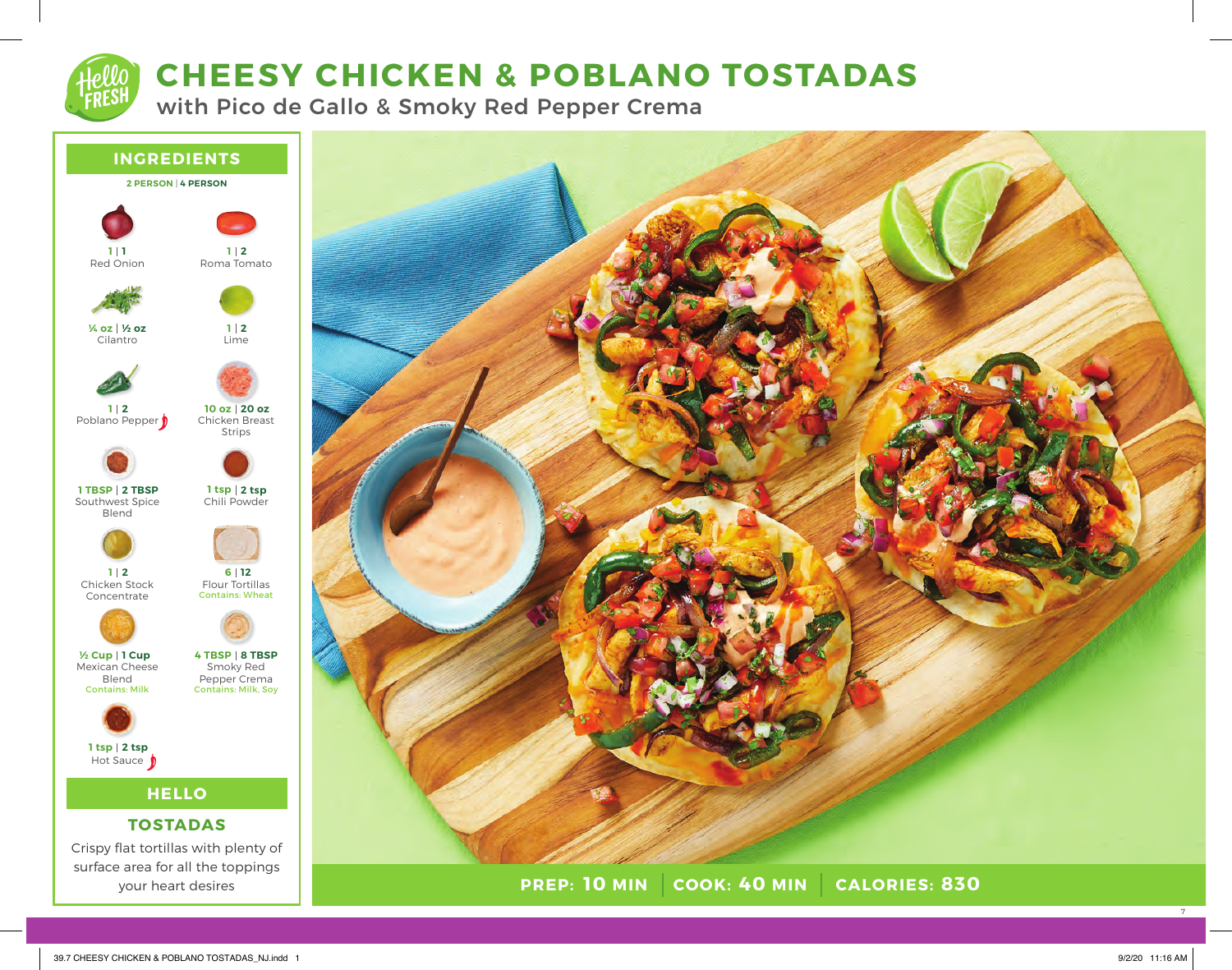# CHEESY CHICKEN & POBLANO TOSTADAS

## with Pico de Gallo & Smoky Red Pepper Crema

## INGREDIENTS

**2 PERSON | 4 PERSON**

- **1 | 1** Red Onion
- **1 | 2** Roma Tomato
- **¼ oz | ½ oz** Cilantro
- **1 | 2** Lime
- **1 | 2** Poblano Pepper
- **10 oz | 20 oz** Chicken Breast Strips
- **1 TBSP | 2 TBSP** Southwest Spice Blend
- **1 tsp | 2 tsp** Chili Powder
- **1 | 2** Chicken Stock Concentrate
- **6 | 12** Flour Tortillas — Contains: Wheat
- **½ Cup | 1 Cup** Mexican Cheese Blend — Contains: Milk
- **4 TBSP | 8 TBSP** Smoky Red Pepper Crema — Contains: Milk, Soy
- **1 tsp | 2 tsp** Hot Sauce

## HELLO TOSTADAS

Crispy flat tortillas with plenty of surface area for all the toppings your heart desires

**PREP: 10 MIN | COOK: 40 MIN | CALORIES: 830**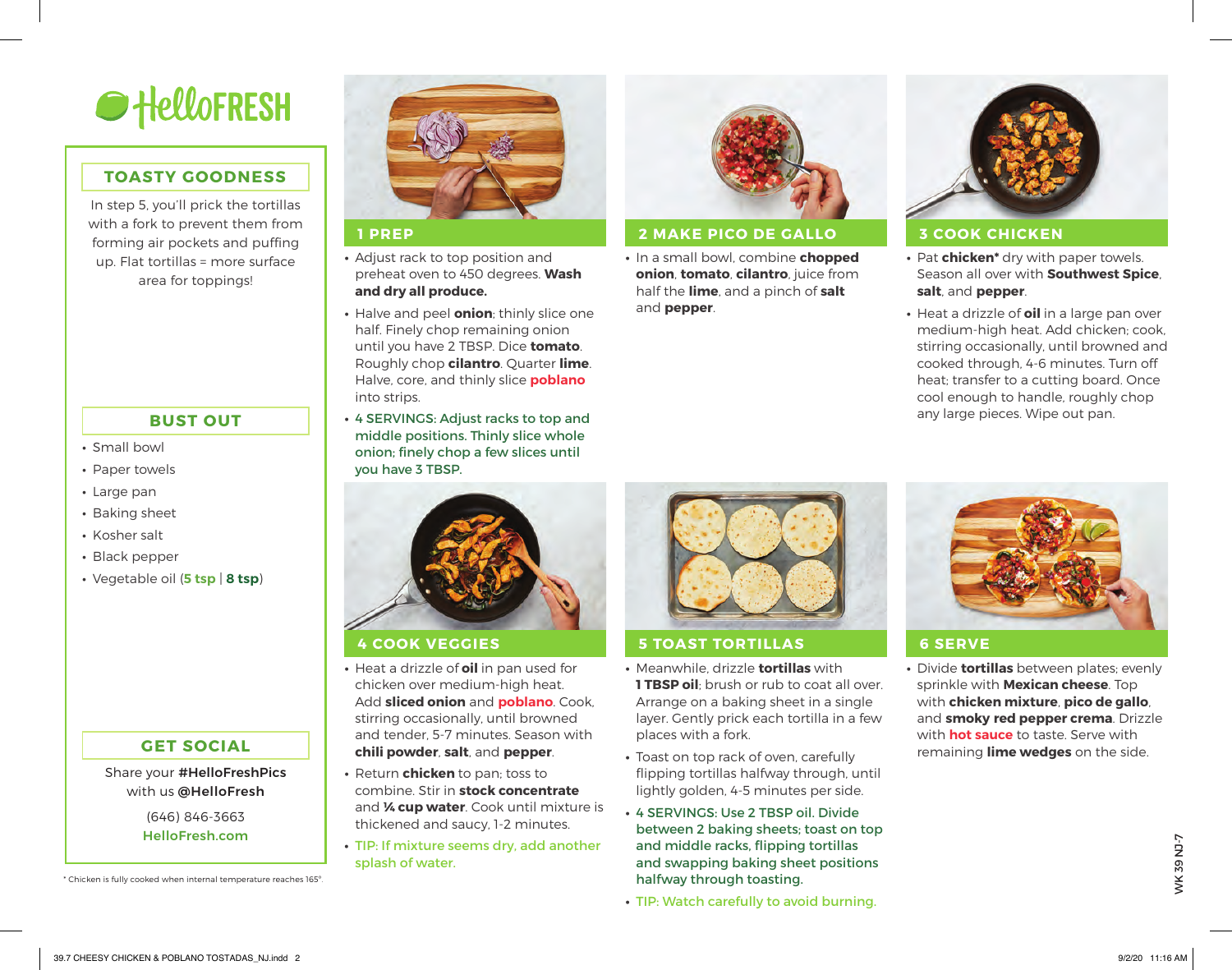# HelloFRESH

## TOASTY GOODNESS

In step 5, you'll prick the tortillas with a fork to prevent them from forming air pockets and puffing up. Flat tortillas = more surface area for toppings!

## BUST OUT

- Small bowl
- Paper towels
- Large pan
- Baking sheet
- Kosher salt
- Black pepper
- Vegetable oil (**5 tsp** | **8 tsp**)

## GET SOCIAL

Share your **#HelloFreshPics** with us **@HelloFresh**

(646) 846-3663

**HelloFresh.com**

\* Chicken is fully cooked when internal temperature reaches 165°.

## 1 PREP

- Adjust rack to top position and preheat oven to 450 degrees. **Wash and dry all produce.**
- Halve and peel **onion**; thinly slice one half. Finely chop remaining onion until you have 2 TBSP. Dice **tomato**. Roughly chop **cilantro**. Quarter **lime**. Halve, core, and thinly slice **poblano** into strips.
- 4 SERVINGS: Adjust racks to top and middle positions. Thinly slice whole onion; finely chop a few slices until you have 3 TBSP.

## 2 MAKE PICO DE GALLO

- In a small bowl, combine **chopped onion**, **tomato**, **cilantro**, juice from half the **lime**, and a pinch of **salt** and **pepper**.

## 3 COOK CHICKEN

- Pat **chicken\*** dry with paper towels. Season all over with **Southwest Spice**, **salt**, and **pepper**.
- Heat a drizzle of **oil** in a large pan over medium-high heat. Add chicken; cook, stirring occasionally, until browned and cooked through, 4-6 minutes. Turn off heat; transfer to a cutting board. Once cool enough to handle, roughly chop any large pieces. Wipe out pan.

## 4 COOK VEGGIES

- Heat a drizzle of **oil** in pan used for chicken over medium-high heat. Add **sliced onion** and **poblano**. Cook, stirring occasionally, until browned and tender, 5-7 minutes. Season with **chili powder**, **salt**, and **pepper**.
- Return **chicken** to pan; toss to combine. Stir in **stock concentrate** and **¼ cup water**. Cook until mixture is thickened and saucy, 1-2 minutes.
- TIP: If mixture seems dry, add another splash of water.

## 5 TOAST TORTILLAS

- Meanwhile, drizzle **tortillas** with **1 TBSP oil**; brush or rub to coat all over. Arrange on a baking sheet in a single layer. Gently prick each tortilla in a few places with a fork.
- Toast on top rack of oven, carefully flipping tortillas halfway through, until lightly golden, 4-5 minutes per side.
- 4 SERVINGS: Use 2 TBSP oil. Divide between 2 baking sheets; toast on top and middle racks, flipping tortillas and swapping baking sheet positions halfway through toasting.
- TIP: Watch carefully to avoid burning.

## 6 SERVE

- Divide **tortillas** between plates; evenly sprinkle with **Mexican cheese**. Top with **chicken mixture**, **pico de gallo**, and **smoky red pepper crema**. Drizzle with **hot sauce** to taste. Serve with remaining **lime wedges** on the side.

WK 39 NJ-7